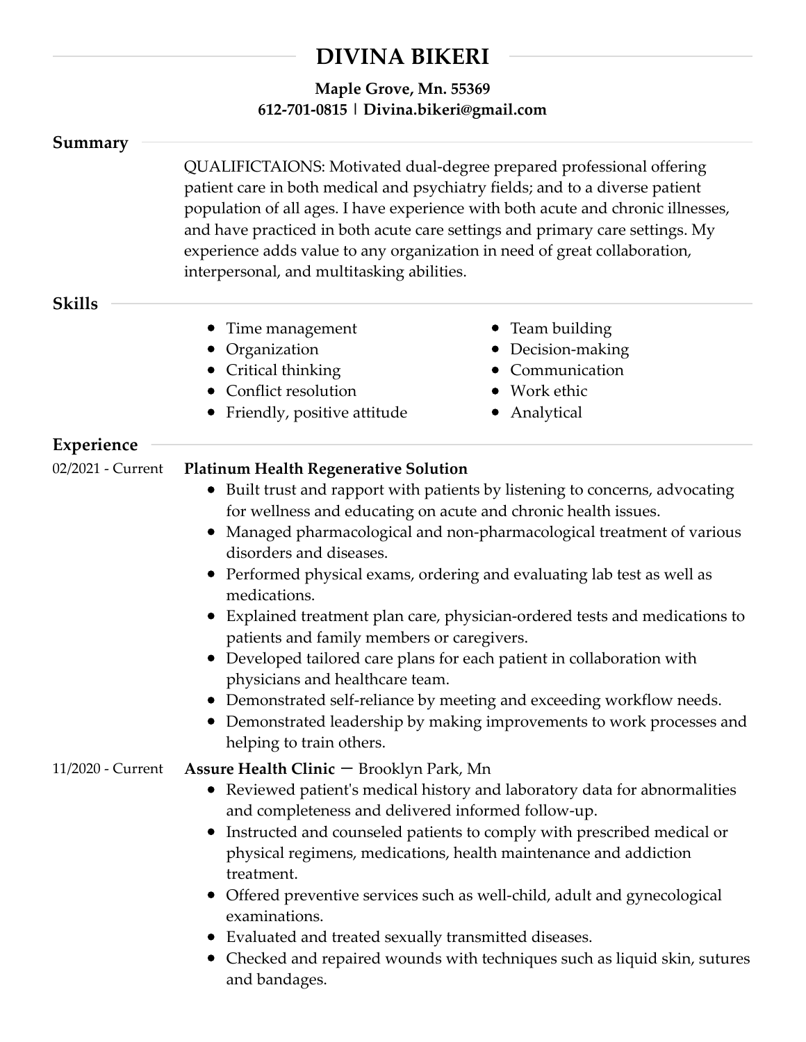# DIVINA BIKERI

**Maple Grove, Mn. 55369**
**612-701-0815 | Divina.bikeri@gmail.com**

## Summary

QUALIFICTAIONS: Motivated dual-degree prepared professional offering patient care in both medical and psychiatry fields; and to a diverse patient population of all ages. I have experience with both acute and chronic illnesses, and have practiced in both acute care settings and primary care settings. My experience adds value to any organization in need of great collaboration, interpersonal, and multitasking abilities.

## Skills

- Time management
- Organization
- Critical thinking
- Conflict resolution
- Friendly, positive attitude
- Team building
- Decision-making
- Communication
- Work ethic
- Analytical

## Experience

02/2021 - Current **Platinum Health Regenerative Solution**

- Built trust and rapport with patients by listening to concerns, advocating for wellness and educating on acute and chronic health issues.
- Managed pharmacological and non-pharmacological treatment of various disorders and diseases.
- Performed physical exams, ordering and evaluating lab test as well as medications.
- Explained treatment plan care, physician-ordered tests and medications to patients and family members or caregivers.
- Developed tailored care plans for each patient in collaboration with physicians and healthcare team.
- Demonstrated self-reliance by meeting and exceeding workflow needs.
- Demonstrated leadership by making improvements to work processes and helping to train others.

11/2020 - Current **Assure Health Clinic** — Brooklyn Park, Mn

- Reviewed patient's medical history and laboratory data for abnormalities and completeness and delivered informed follow-up.
- Instructed and counseled patients to comply with prescribed medical or physical regimens, medications, health maintenance and addiction treatment.
- Offered preventive services such as well-child, adult and gynecological examinations.
- Evaluated and treated sexually transmitted diseases.
- Checked and repaired wounds with techniques such as liquid skin, sutures and bandages.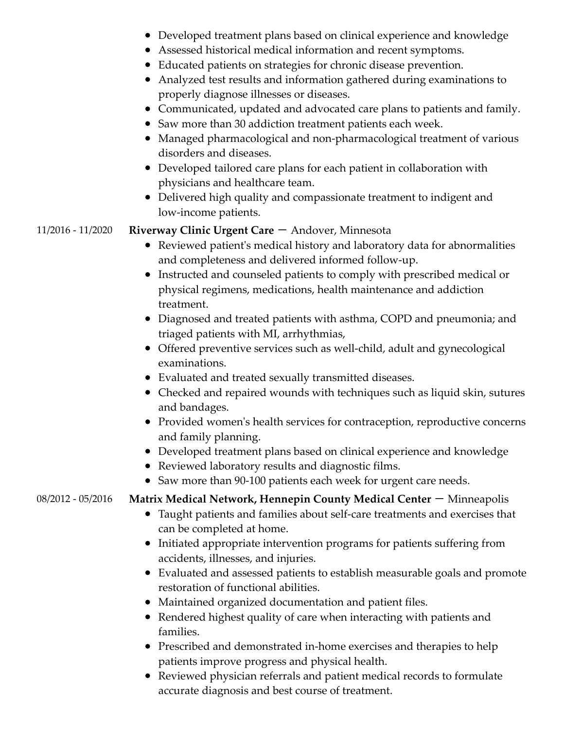- Developed treatment plans based on clinical experience and knowledge
- Assessed historical medical information and recent symptoms.
- Educated patients on strategies for chronic disease prevention.
- Analyzed test results and information gathered during examinations to properly diagnose illnesses or diseases.
- Communicated, updated and advocated care plans to patients and family.
- Saw more than 30 addiction treatment patients each week.
- Managed pharmacological and non-pharmacological treatment of various disorders and diseases.
- Developed tailored care plans for each patient in collaboration with physicians and healthcare team.
- Delivered high quality and compassionate treatment to indigent and low-income patients.

11/2016 - 11/2020 **Riverway Clinic Urgent Care** — Andover, Minnesota

- Reviewed patient's medical history and laboratory data for abnormalities and completeness and delivered informed follow-up.
- Instructed and counseled patients to comply with prescribed medical or physical regimens, medications, health maintenance and addiction treatment.
- Diagnosed and treated patients with asthma, COPD and pneumonia; and triaged patients with MI, arrhythmias,
- Offered preventive services such as well-child, adult and gynecological examinations.
- Evaluated and treated sexually transmitted diseases.
- Checked and repaired wounds with techniques such as liquid skin, sutures and bandages.
- Provided women's health services for contraception, reproductive concerns and family planning.
- Developed treatment plans based on clinical experience and knowledge
- Reviewed laboratory results and diagnostic films.
- Saw more than 90-100 patients each week for urgent care needs.

08/2012 - 05/2016 **Matrix Medical Network, Hennepin County Medical Center** — Minneapolis

- Taught patients and families about self-care treatments and exercises that can be completed at home.
- Initiated appropriate intervention programs for patients suffering from accidents, illnesses, and injuries.
- Evaluated and assessed patients to establish measurable goals and promote restoration of functional abilities.
- Maintained organized documentation and patient files.
- Rendered highest quality of care when interacting with patients and families.
- Prescribed and demonstrated in-home exercises and therapies to help patients improve progress and physical health.
- Reviewed physician referrals and patient medical records to formulate accurate diagnosis and best course of treatment.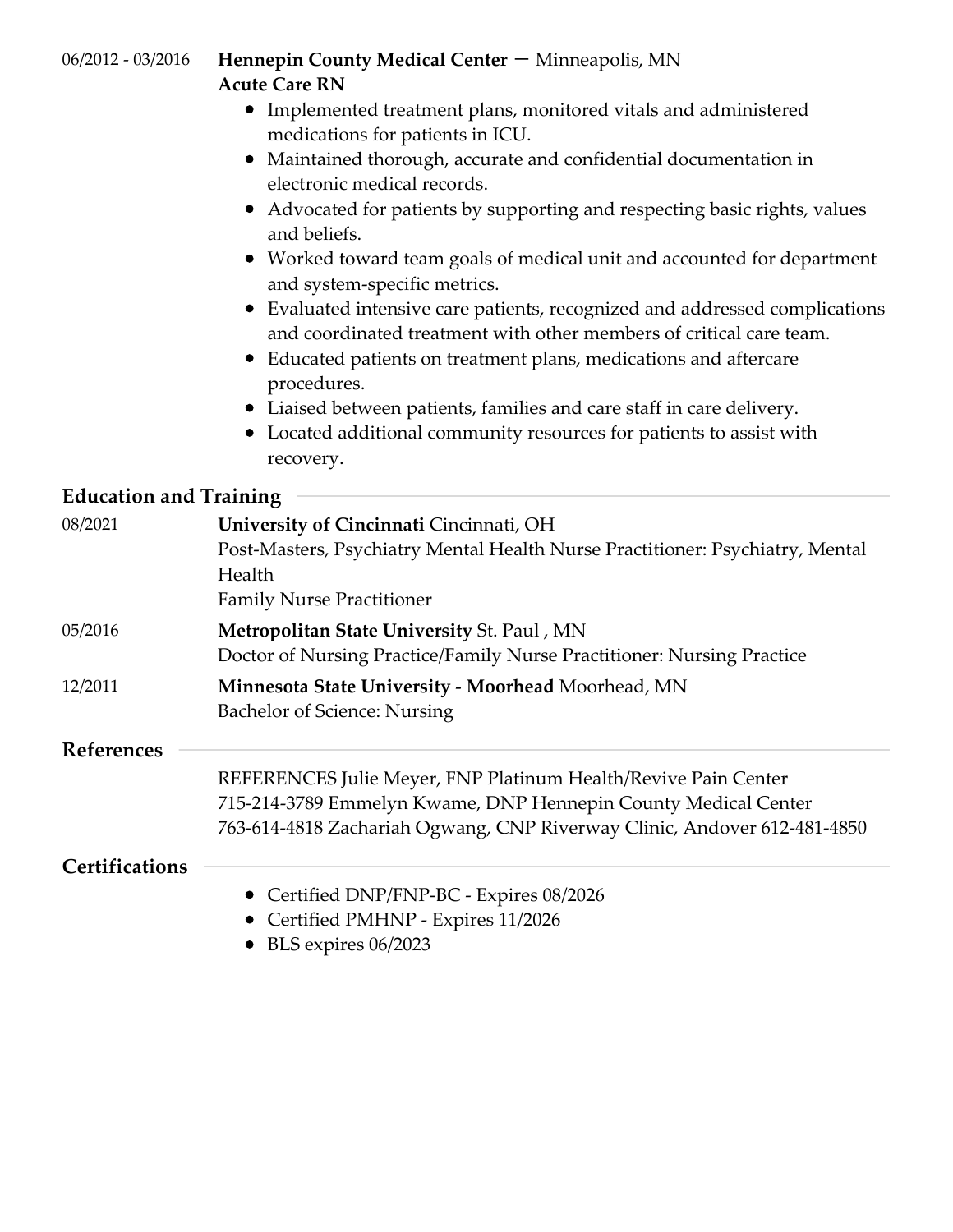06/2012 - 03/2016 **Hennepin County Medical Center** – Minneapolis, MN
**Acute Care RN**

- Implemented treatment plans, monitored vitals and administered medications for patients in ICU.
- Maintained thorough, accurate and confidential documentation in electronic medical records.
- Advocated for patients by supporting and respecting basic rights, values and beliefs.
- Worked toward team goals of medical unit and accounted for department and system-specific metrics.
- Evaluated intensive care patients, recognized and addressed complications and coordinated treatment with other members of critical care team.
- Educated patients on treatment plans, medications and aftercare procedures.
- Liaised between patients, families and care staff in care delivery.
- Located additional community resources for patients to assist with recovery.

## Education and Training

08/2021 **University of Cincinnati** Cincinnati, OH
Post-Masters, Psychiatry Mental Health Nurse Practitioner: Psychiatry, Mental Health
Family Nurse Practitioner

05/2016 **Metropolitan State University** St. Paul , MN
Doctor of Nursing Practice/Family Nurse Practitioner: Nursing Practice

12/2011 **Minnesota State University - Moorhead** Moorhead, MN
Bachelor of Science: Nursing

## References

REFERENCES Julie Meyer, FNP Platinum Health/Revive Pain Center 715-214-3789 Emmelyn Kwame, DNP Hennepin County Medical Center 763-614-4818 Zachariah Ogwang, CNP Riverway Clinic, Andover 612-481-4850

## Certifications

- Certified DNP/FNP-BC - Expires 08/2026
- Certified PMHNP - Expires 11/2026
- BLS expires 06/2023